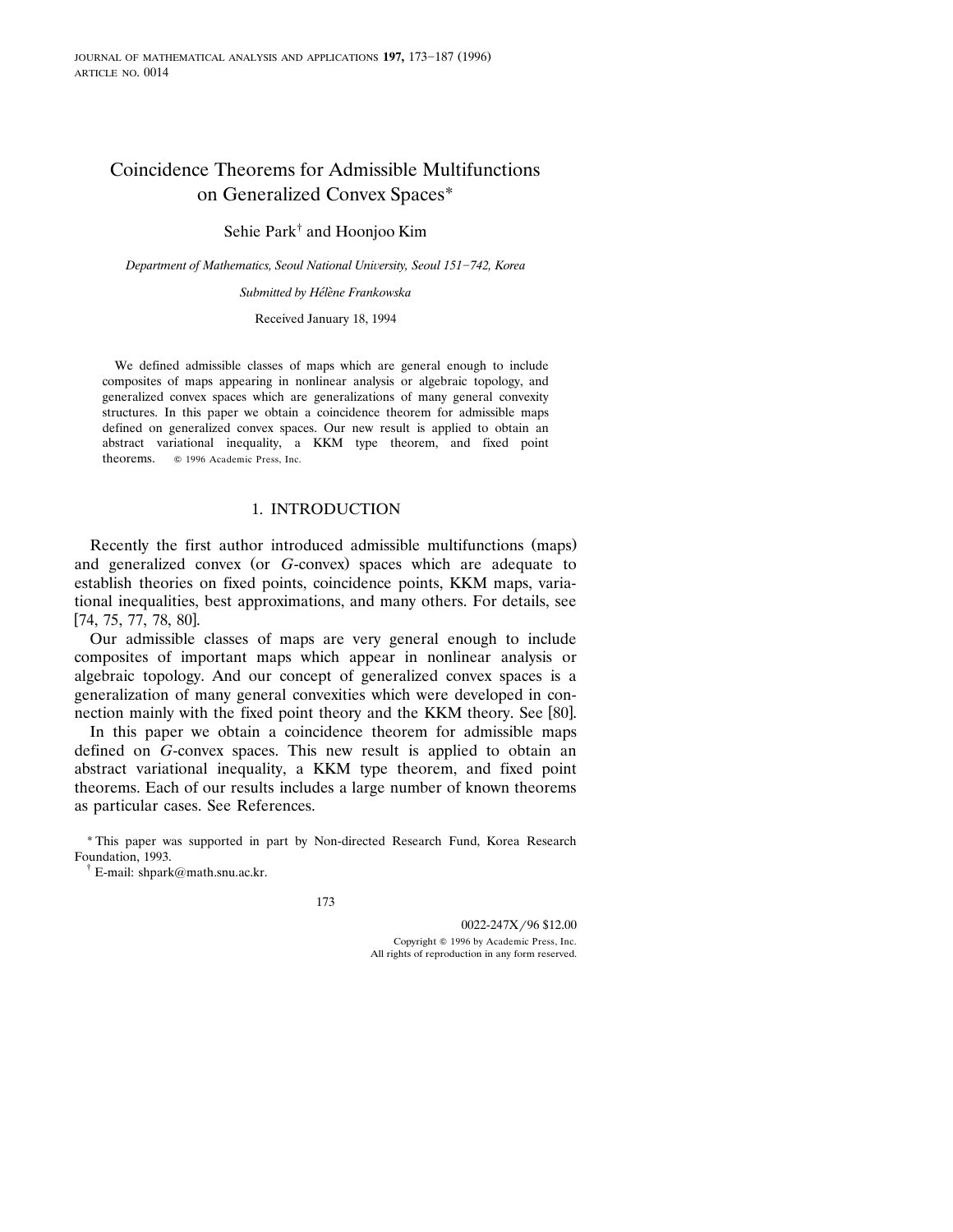# Coincidence Theorems for Admissible Multifunctions on Generalized Convex Spaces*

Sehie Park[†] and Hoonjoo Kim

*Department of Mathematics, Seoul National University, Seoul 151-742, Korea*

*Submitted by Hélène Frankowska*

Received January 18, 1994

We defined admissible classes of maps which are general enough to include composites of maps appearing in nonlinear analysis or algebraic topology, and generalized convex spaces which are generalizations of many general convexity structures. In this paper we obtain a coincidence theorem for admissible maps defined on generalized convex spaces. Our new result is applied to obtain an abstract variational inequality, a KKM type theorem, and fixed point theorems. © 1996 Academic Press, Inc.

## 1. INTRODUCTION

Recently the first author introduced admissible multifunctions (maps) and generalized convex (or $G$-convex) spaces which are adequate to establish theories on fixed points, coincidence points, KKM maps, variational inequalities, best approximations, and many others. For details, see [74, 75, 77, 78, 80].

Our admissible classes of maps are very general enough to include composites of important maps which appear in nonlinear analysis or algebraic topology. And our concept of generalized convex spaces is a generalization of many general convexities which were developed in connection mainly with the fixed point theory and the KKM theory. See [80].

In this paper we obtain a coincidence theorem for admissible maps defined on $G$-convex spaces. This new result is applied to obtain an abstract variational inequality, a KKM type theorem, and fixed point theorems. Each of our results includes a large number of known theorems as particular cases. See References.

* This paper was supported in part by Non-directed Research Fund, Korea Research Foundation, 1993.

[†] E-mail: shpark@math.snu.ac.kr.

0022-247X/96 $12.00
Copyright © 1996 by Academic Press, Inc.
All rights of reproduction in any form reserved.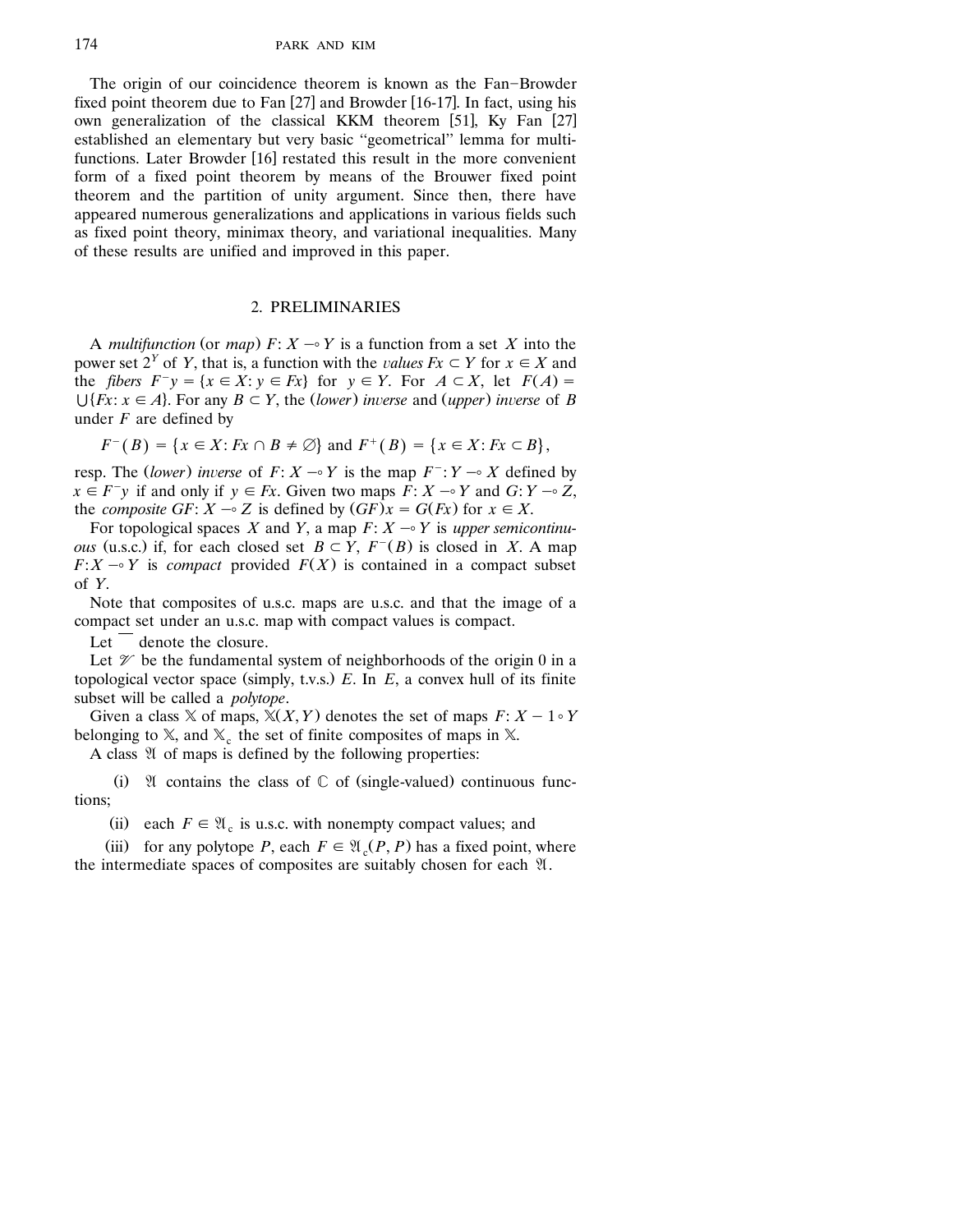The origin of our coincidence theorem is known as the Fan–Browder fixed point theorem due to Fan [27] and Browder [16-17]. In fact, using his own generalization of the classical KKM theorem [51], Ky Fan [27] established an elementary but very basic "geometrical" lemma for multifunctions. Later Browder [16] restated this result in the more convenient form of a fixed point theorem by means of the Brouwer fixed point theorem and the partition of unity argument. Since then, there have appeared numerous generalizations and applications in various fields such as fixed point theory, minimax theory, and variational inequalities. Many of these results are unified and improved in this paper.

## 2. PRELIMINARIES

A *multifunction* (or *map*) $F: X \multimap Y$ is a function from a set $X$ into the power set $2^Y$ of $Y$, that is, a function with the *values* $Fx \subset Y$ for $x \in X$ and the *fibers* $F^{-}y = \{x \in X: y \in Fx\}$ for $y \in Y$. For $A \subset X$, let $F(A) = \bigcup\{Fx: x \in A\}$. For any $B \subset Y$, the (*lower*) *inverse* and (*upper*) *inverse* of $B$ under $F$ are defined by

$$F^{-}(B) = \{x \in X: Fx \cap B \neq \emptyset\} \text{ and } F^{+}(B) = \{x \in X: Fx \subset B\},$$

resp. The (*lower*) *inverse* of $F: X \multimap Y$ is the map $F^{-}: Y \multimap X$ defined by $x \in F^{-}y$ if and only if $y \in Fx$. Given two maps $F: X \multimap Y$ and $G: Y \multimap Z$, the *composite* $GF: X \multimap Z$ is defined by $(GF)x = G(Fx)$ for $x \in X$.

For topological spaces $X$ and $Y$, a map $F: X \multimap Y$ is *upper semicontinuous* (u.s.c.) if, for each closed set $B \subset Y$, $F^{-}(B)$ is closed in $X$. A map $F: X \multimap Y$ is *compact* provided $F(X)$ is contained in a compact subset of $Y$.

Note that composites of u.s.c. maps are u.s.c. and that the image of a compact set under an u.s.c. map with compact values is compact.

Let $\overline{\phantom{x}}$ denote the closure.

Let $\mathscr{V}$ be the fundamental system of neighborhoods of the origin 0 in a topological vector space (simply, t.v.s.) $E$. In $E$, a convex hull of its finite subset will be called a *polytope*.

Given a class $\mathbb{X}$ of maps, $\mathbb{X}(X, Y)$ denotes the set of maps $F: X - 1 \circ Y$ belonging to $\mathbb{X}$, and $\mathbb{X}_c$ the set of finite composites of maps in $\mathbb{X}$.

A class $\mathfrak{A}$ of maps is defined by the following properties:

(i) $\mathfrak{A}$ contains the class of $\mathbb{C}$ of (single-valued) continuous functions;

(ii) each $F \in \mathfrak{A}_c$ is u.s.c. with nonempty compact values; and

(iii) for any polytope $P$, each $F \in \mathfrak{A}_c(P, P)$ has a fixed point, where the intermediate spaces of composites are suitably chosen for each $\mathfrak{A}$.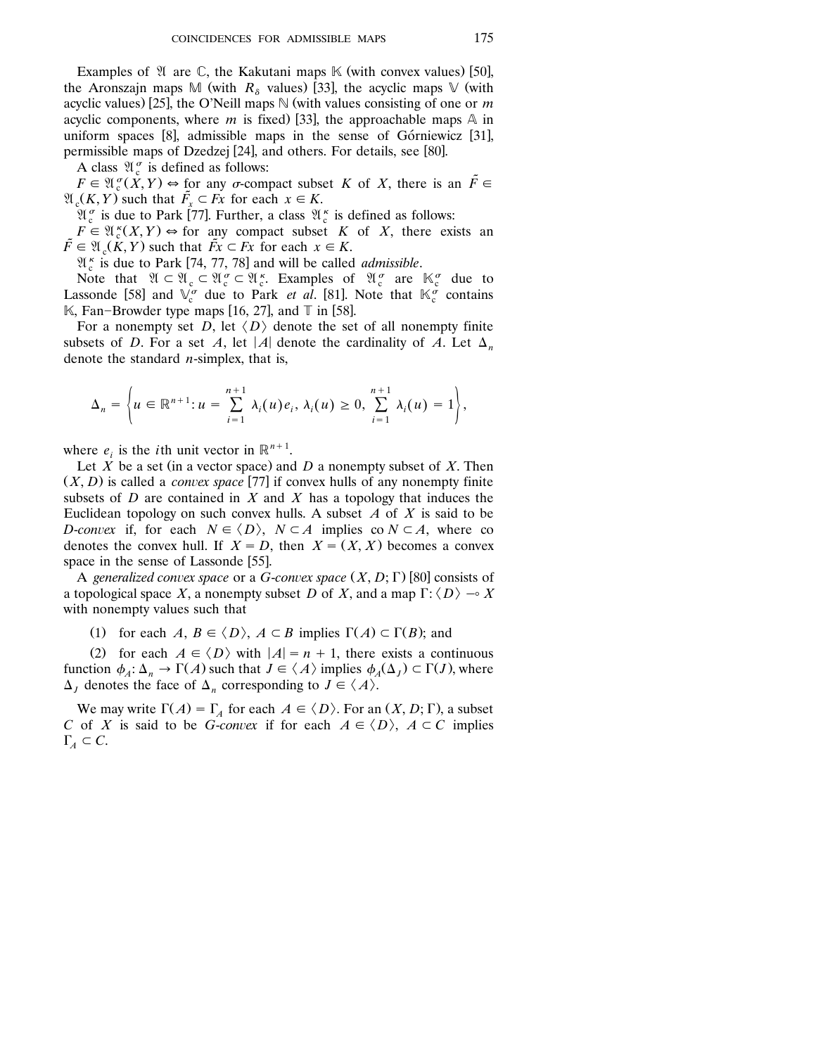Examples of $\mathfrak{A}$ are $\mathbb{C}$, the Kakutani maps $\mathbb{K}$ (with convex values) [50], the Aronszajn maps $\mathbb{M}$ (with $R_\delta$ values) [33], the acyclic maps $\mathbb{V}$ (with acyclic values) [25], the O'Neill maps $\mathbb{N}$ (with values consisting of one or $m$ acyclic components, where $m$ is fixed) [33], the approachable maps $\mathbb{A}$ in uniform spaces [8], admissible maps in the sense of Górniewicz [31], permissible maps of Dzedzej [24], and others. For details, see [80].

A class $\mathfrak{A}_c^\sigma$ is defined as follows:

$F \in \mathfrak{A}_c^\sigma(X, Y) \Leftrightarrow$ for any $\sigma$-compact subset $K$ of $X$, there is an $\tilde{F} \in \mathfrak{A}_c(K, Y)$ such that $\tilde{F}_x \subset Fx$ for each $x \in K$.

$\mathfrak{A}_c^\sigma$ is due to Park [77]. Further, a class $\mathfrak{A}_c^\kappa$ is defined as follows:

$F \in \mathfrak{A}_c^\kappa(X, Y) \Leftrightarrow$ for any compact subset $K$ of $X$, there exists an $\tilde{F} \in \mathfrak{A}_c(K, Y)$ such that $\tilde{F}x \subset Fx$ for each $x \in K$.

$\mathfrak{A}_c^\kappa$ is due to Park [74, 77, 78] and will be called *admissible*.

Note that $\mathfrak{A} \subset \mathfrak{A}_c \subset \mathfrak{A}_c^\sigma \subset \mathfrak{A}_c^\kappa$. Examples of $\mathfrak{A}_c^\sigma$ are $\mathbb{K}_c^\sigma$ due to Lassonde [58] and $\mathbb{V}_c^\sigma$ due to Park *et al*. [81]. Note that $\mathbb{K}_c^\sigma$ contains $\mathbb{K}$, Fan–Browder type maps [16, 27], and $\mathbb{T}$ in [58].

For a nonempty set $D$, let $\langle D \rangle$ denote the set of all nonempty finite subsets of $D$. For a set $A$, let $|A|$ denote the cardinality of $A$. Let $\Delta_n$ denote the standard $n$-simplex, that is,

$$\Delta_n = \left\{ u \in \mathbb{R}^{n+1} : u = \sum_{i=1}^{n+1} \lambda_i(u) e_i,\ \lambda_i(u) \geq 0,\ \sum_{i=1}^{n+1} \lambda_i(u) = 1 \right\},$$

where $e_i$ is the $i$th unit vector in $\mathbb{R}^{n+1}$.

Let $X$ be a set (in a vector space) and $D$ a nonempty subset of $X$. Then $(X, D)$ is called a *convex space* [77] if convex hulls of any nonempty finite subsets of $D$ are contained in $X$ and $X$ has a topology that induces the Euclidean topology on such convex hulls. A subset $A$ of $X$ is said to be *D-convex* if, for each $N \in \langle D \rangle$, $N \subset A$ implies $\operatorname{co} N \subset A$, where co denotes the convex hull. If $X = D$, then $X = (X, X)$ becomes a convex space in the sense of Lassonde [55].

A *generalized convex space* or a *G-convex space* $(X, D; \Gamma)$ [80] consists of a topological space $X$, a nonempty subset $D$ of $X$, and a map $\Gamma: \langle D \rangle \multimap X$ with nonempty values such that

(1) for each $A, B \in \langle D \rangle$, $A \subset B$ implies $\Gamma(A) \subset \Gamma(B)$; and

(2) for each $A \in \langle D \rangle$ with $|A| = n + 1$, there exists a continuous function $\phi_A: \Delta_n \to \Gamma(A)$ such that $J \in \langle A \rangle$ implies $\phi_A(\Delta_J) \subset \Gamma(J)$, where $\Delta_J$ denotes the face of $\Delta_n$ corresponding to $J \in \langle A \rangle$.

We may write $\Gamma(A) = \Gamma_A$ for each $A \in \langle D \rangle$. For an $(X, D; \Gamma)$, a subset $C$ of $X$ is said to be *G-convex* if for each $A \in \langle D \rangle$, $A \subset C$ implies $\Gamma_A \subset C$.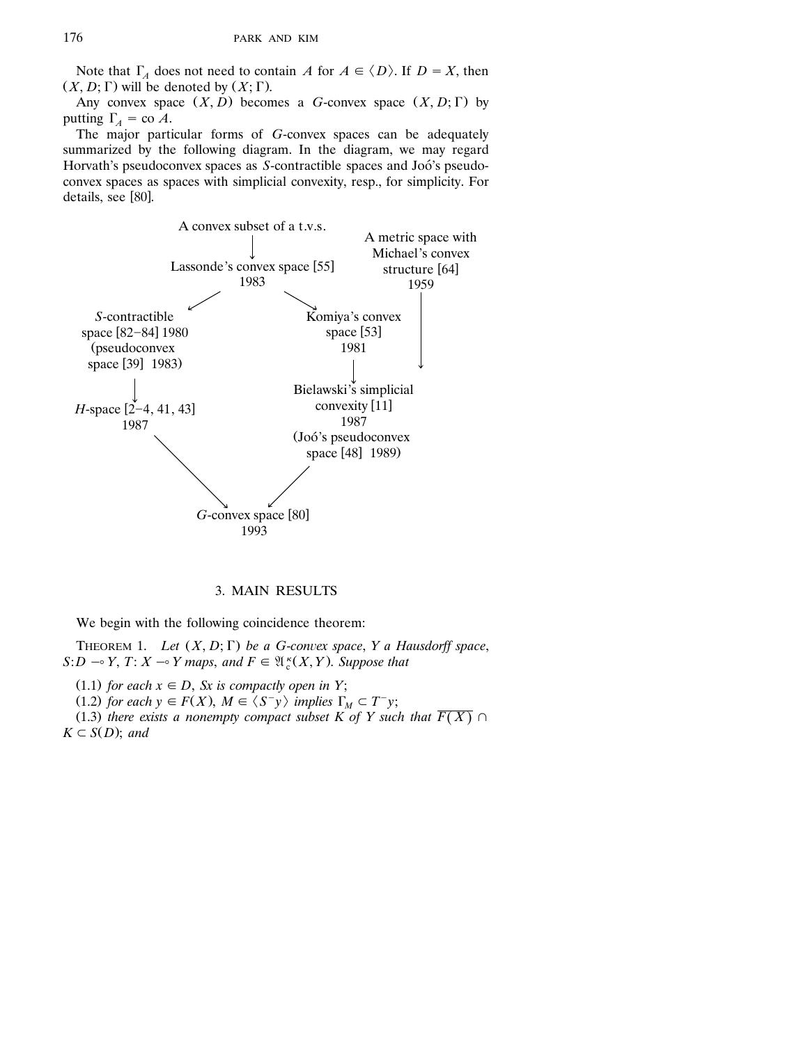Note that $\Gamma_A$ does not need to contain $A$ for $A \in \langle D \rangle$. If $D = X$, then $(X, D; \Gamma)$ will be denoted by $(X; \Gamma)$.

Any convex space $(X, D)$ becomes a $G$-convex space $(X, D; \Gamma)$ by putting $\Gamma_A = \text{co}\, A$.

The major particular forms of $G$-convex spaces can be adequately summarized by the following diagram. In the diagram, we may regard Horvath's pseudoconvex spaces as $S$-contractible spaces and Joó's pseudoconvex spaces as spaces with simplicial convexity, resp., for simplicity. For details, see [80].

A convex subset of a t.v.s.
↓
Lassonde's convex space [55] 1983

A metric space with Michael's convex structure [64] 1959

Lassonde's convex space [55] 1983 → $S$-contractible space [82–84] 1980 (pseudoconvex space [39] 1983)

Lassonde's convex space [55] 1983 → Komiya's convex space [53] 1981

$S$-contractible space [82–84] 1980 (pseudoconvex space [39] 1983) → $H$-space [2–4, 41, 43] 1987

Komiya's convex space [53] 1981 → Bielawski's simplicial convexity [11] 1987 (Joó's pseudoconvex space [48] 1989)

A metric space with Michael's convex structure [64] 1959 → Bielawski's simplicial convexity [11] 1987 (Joó's pseudoconvex space [48] 1989)

$H$-space [2–4, 41, 43] 1987 → $G$-convex space [80] 1993

Bielawski's simplicial convexity [11] 1987 (Joó's pseudoconvex space [48] 1989) → $G$-convex space [80] 1993

## 3. MAIN RESULTS

We begin with the following coincidence theorem:

THEOREM 1. *Let $(X, D; \Gamma)$ be a $G$-convex space, $Y$ a Hausdorff space, $S: D \multimap Y$, $T: X \multimap Y$ maps, and $F \in \mathfrak{A}_c^\kappa(X, Y)$. Suppose that*

(1.1) *for each $x \in D$, $Sx$ is compactly open in $Y$;*

(1.2) *for each $y \in F(X)$, $M \in \langle S^- y \rangle$ implies $\Gamma_M \subset T^- y$;*

(1.3) *there exists a nonempty compact subset $K$ of $Y$ such that $\overline{F(X)} \cap K \subset S(D)$; and*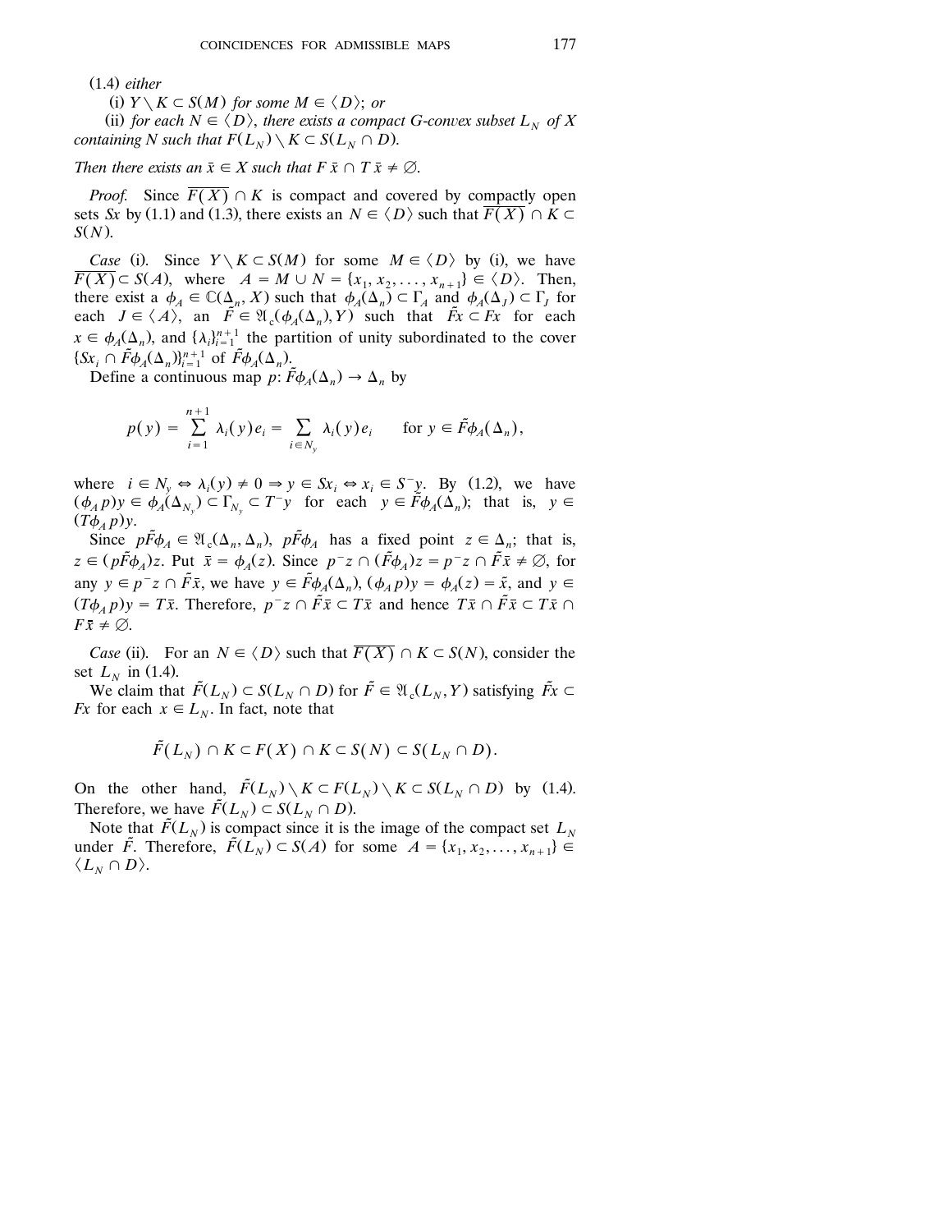(1.4) *either*

(i) $Y \setminus K \subset S(M)$ *for some* $M \in \langle D \rangle$; *or*

(ii) *for each* $N \in \langle D \rangle$, *there exists a compact G-convex subset* $L_N$ *of* $X$ *containing* $N$ *such that* $F(L_N) \setminus K \subset S(L_N \cap D)$.

*Then there exists an* $\bar{x} \in X$ *such that* $F\bar{x} \cap T\bar{x} \neq \emptyset$.

*Proof.* Since $\overline{F(X)} \cap K$ is compact and covered by compactly open sets $Sx$ by (1.1) and (1.3), there exists an $N \in \langle D \rangle$ such that $\overline{F(X)} \cap K \subset S(N)$.

*Case* (i). Since $Y \setminus K \subset S(M)$ for some $M \in \langle D \rangle$ by (i), we have $\overline{F(X)} \subset S(A)$, where $A = M \cup N = \{x_1, x_2, \dots, x_{n+1}\} \in \langle D \rangle$. Then, there exist a $\phi_A \in \mathbb{C}(\Delta_n, X)$ such that $\phi_A(\Delta_n) \subset \Gamma_A$ and $\phi_A(\Delta_J) \subset \Gamma_J$ for each $J \in \langle A \rangle$, an $\tilde{F} \in \mathfrak{A}_c(\phi_A(\Delta_n), Y)$ such that $\tilde{F}x \subset Fx$ for each $x \in \phi_A(\Delta_n)$, and $\{\lambda_i\}_{i=1}^{n+1}$ the partition of unity subordinated to the cover $\{Sx_i \cap \tilde{F}\phi_A(\Delta_n)\}_{i=1}^{n+1}$ of $\tilde{F}\phi_A(\Delta_n)$.

Define a continuous map $p: \tilde{F}\phi_A(\Delta_n) \to \Delta_n$ by

$$p(y) = \sum_{i=1}^{n+1} \lambda_i(y) e_i = \sum_{i \in N_y} \lambda_i(y) e_i \qquad \text{for } y \in \tilde{F}\phi_A(\Delta_n),$$

where $i \in N_y \Leftrightarrow \lambda_i(y) \neq 0 \Rightarrow y \in Sx_i \Leftrightarrow x_i \in S^- y$. By (1.2), we have $(\phi_A p)y \in \phi_A(\Delta_{N_y}) \subset \Gamma_{N_y} \subset T^- y$ for each $y \in \tilde{F}\phi_A(\Delta_n)$; that is, $y \in (T\phi_A p)y$.

Since $p\tilde{F}\phi_A \in \mathfrak{A}_c(\Delta_n, \Delta_n)$, $p\tilde{F}\phi_A$ has a fixed point $z \in \Delta_n$; that is, $z \in (p\tilde{F}\phi_A)z$. Put $\bar{x} = \phi_A(z)$. Since $p^- z \cap (\tilde{F}\phi_A)z = p^- z \cap \tilde{F}\bar{x} \neq \emptyset$, for any $y \in p^- z \cap \tilde{F}\bar{x}$, we have $y \in \tilde{F}\phi_A(\Delta_n)$, $(\phi_A p)y = \phi_A(z) = \bar{x}$, and $y \in (T\phi_A p)y = T\bar{x}$. Therefore, $p^- z \cap \tilde{F}\bar{x} \subset T\bar{x}$ and hence $T\bar{x} \cap \tilde{F}\bar{x} \subset T\bar{x} \cap F\bar{x} \neq \emptyset$.

*Case* (ii). For an $N \in \langle D \rangle$ such that $\overline{F(X)} \cap K \subset S(N)$, consider the set $L_N$ in (1.4).

We claim that $\tilde{F}(L_N) \subset S(L_N \cap D)$ for $\tilde{F} \in \mathfrak{A}_c(L_N, Y)$ satisfying $\tilde{F}x \subset Fx$ for each $x \in L_N$. In fact, note that

$$\tilde{F}(L_N) \cap K \subset F(X) \cap K \subset S(N) \subset S(L_N \cap D).$$

On the other hand, $\tilde{F}(L_N) \setminus K \subset F(L_N) \setminus K \subset S(L_N \cap D)$ by (1.4). Therefore, we have $\tilde{F}(L_N) \subset S(L_N \cap D)$.

Note that $\tilde{F}(L_N)$ is compact since it is the image of the compact set $L_N$ under $\tilde{F}$. Therefore, $\tilde{F}(L_N) \subset S(A)$ for some $A = \{x_1, x_2, \dots, x_{n+1}\} \in \langle L_N \cap D \rangle$.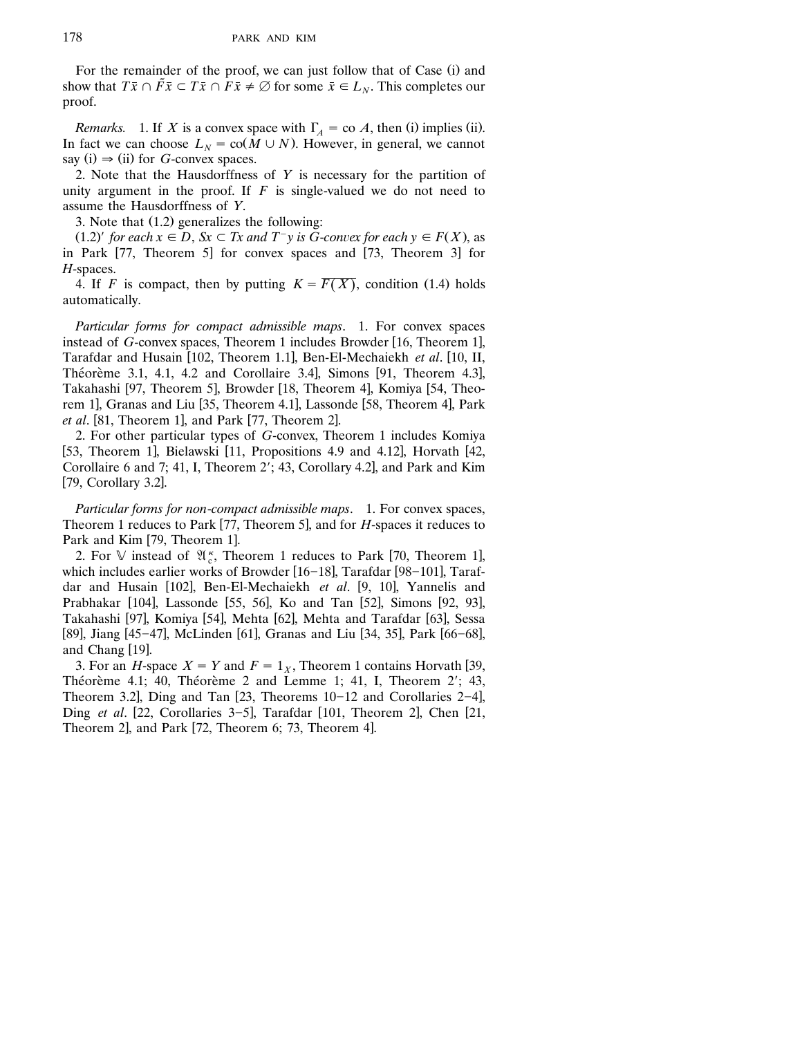For the remainder of the proof, we can just follow that of Case (i) and show that $T\bar{x} \cap \tilde{F}\bar{x} \subset T\bar{x} \cap F\bar{x} \neq \emptyset$ for some $\bar{x} \in L_N$. This completes our proof.

*Remarks.* 1. If $X$ is a convex space with $\Gamma_A = \operatorname{co} A$, then (i) implies (ii). In fact we can choose $L_N = \operatorname{co}(M \cup N)$. However, in general, we cannot say (i) $\Rightarrow$ (ii) for $G$-convex spaces.

2. Note that the Hausdorffness of $Y$ is necessary for the partition of unity argument in the proof. If $F$ is single-valued we do not need to assume the Hausdorffness of $Y$.

3. Note that (1.2) generalizes the following:

(1.2)′ *for each* $x \in D$, $Sx \subset Tx$ *and* $T^{-}y$ *is* $G$-*convex for each* $y \in F(X)$, as in Park [77, Theorem 5] for convex spaces and [73, Theorem 3] for $H$-spaces.

4. If $F$ is compact, then by putting $K = \overline{F(X)}$, condition (1.4) holds automatically.

*Particular forms for compact admissible maps.* 1. For convex spaces instead of $G$-convex spaces, Theorem 1 includes Browder [16, Theorem 1], Tarafdar and Husain [102, Theorem 1.1], Ben-El-Mechaiekh *et al.* [10, II, Théorème 3.1, 4.1, 4.2 and Corollaire 3.4], Simons [91, Theorem 4.3], Takahashi [97, Theorem 5], Browder [18, Theorem 4], Komiya [54, Theorem 1], Granas and Liu [35, Theorem 4.1], Lassonde [58, Theorem 4], Park *et al.* [81, Theorem 1], and Park [77, Theorem 2].

2. For other particular types of $G$-convex, Theorem 1 includes Komiya [53, Theorem 1], Bielawski [11, Propositions 4.9 and 4.12], Horvath [42, Corollaire 6 and 7; 41, I, Theorem 2′; 43, Corollary 4.2], and Park and Kim [79, Corollary 3.2].

*Particular forms for non-compact admissible maps.* 1. For convex spaces, Theorem 1 reduces to Park [77, Theorem 5], and for $H$-spaces it reduces to Park and Kim [79, Theorem 1].

2. For $\mathbb{V}$ instead of $\mathfrak{A}_c^{\kappa}$, Theorem 1 reduces to Park [70, Theorem 1], which includes earlier works of Browder [16–18], Tarafdar [98–101], Tarafdar and Husain [102], Ben-El-Mechaiekh *et al.* [9, 10], Yannelis and Prabhakar [104], Lassonde [55, 56], Ko and Tan [52], Simons [92, 93], Takahashi [97], Komiya [54], Mehta [62], Mehta and Tarafdar [63], Sessa [89], Jiang [45–47], McLinden [61], Granas and Liu [34, 35], Park [66–68], and Chang [19].

3. For an $H$-space $X = Y$ and $F = 1_X$, Theorem 1 contains Horvath [39, Théorème 4.1; 40, Théorème 2 and Lemme 1; 41, I, Theorem 2′; 43, Theorem 3.2], Ding and Tan [23, Theorems 10–12 and Corollaries 2–4], Ding *et al.* [22, Corollaries 3–5], Tarafdar [101, Theorem 2], Chen [21, Theorem 2], and Park [72, Theorem 6; 73, Theorem 4].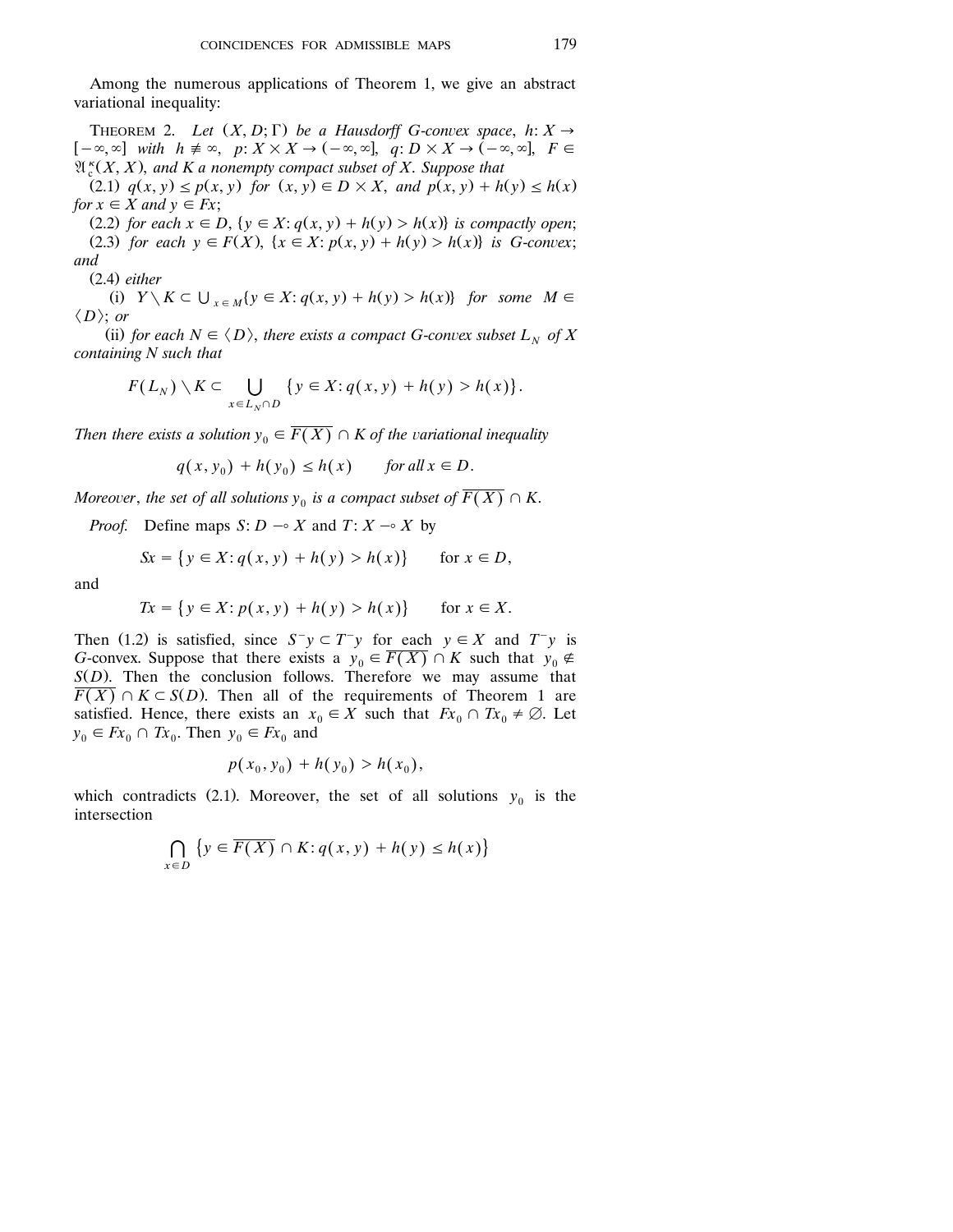Among the numerous applications of Theorem 1, we give an abstract variational inequality:

THEOREM 2. *Let $(X, D; \Gamma)$ be a Hausdorff G-convex space, $h: X \to [-\infty, \infty]$ with $h \not\equiv \infty$, $p: X \times X \to (-\infty, \infty]$, $q: D \times X \to (-\infty, \infty]$, $F \in \mathfrak{A}_c^\kappa(X, X)$, and $K$ a nonempty compact subset of $X$. Suppose that*

(2.1) *$q(x, y) \le p(x, y)$ for $(x, y) \in D \times X$, and $p(x, y) + h(y) \le h(x)$ for $x \in X$ and $y \in Fx$;*

(2.2) *for each $x \in D$, $\{y \in X: q(x, y) + h(y) > h(x)\}$ is compactly open;*

(2.3) *for each $y \in F(X)$, $\{x \in X: p(x, y) + h(y) > h(x)\}$ is G-convex; and*

(2.4) *either*

(i) *$Y \setminus K \subset \bigcup_{x \in M}\{y \in X: q(x, y) + h(y) > h(x)\}$ for some $M \in \langle D \rangle$; or*

(ii) *for each $N \in \langle D \rangle$, there exists a compact G-convex subset $L_N$ of $X$ containing $N$ such that*

$$F(L_N) \setminus K \subset \bigcup_{x \in L_N \cap D} \{y \in X: q(x, y) + h(y) > h(x)\}.$$

*Then there exists a solution $y_0 \in \overline{F(X)} \cap K$ of the variational inequality*

$$q(x, y_0) + h(y_0) \le h(x) \qquad \text{for all } x \in D.$$

*Moreover, the set of all solutions $y_0$ is a compact subset of $\overline{F(X)} \cap K$.*

*Proof.* Define maps $S: D \multimap X$ and $T: X \multimap X$ by

$$Sx = \{y \in X: q(x, y) + h(y) > h(x)\} \qquad \text{for } x \in D,$$

and

$$Tx = \{y \in X: p(x, y) + h(y) > h(x)\} \qquad \text{for } x \in X.$$

Then (1.2) is satisfied, since $S^- y \subset T^- y$ for each $y \in X$ and $T^- y$ is G-convex. Suppose that there exists a $y_0 \in \overline{F(X)} \cap K$ such that $y_0 \notin S(D)$. Then the conclusion follows. Therefore we may assume that $\overline{F(X)} \cap K \subset S(D)$. Then all of the requirements of Theorem 1 are satisfied. Hence, there exists an $x_0 \in X$ such that $Fx_0 \cap Tx_0 \neq \emptyset$. Let $y_0 \in Fx_0 \cap Tx_0$. Then $y_0 \in Fx_0$ and

$$p(x_0, y_0) + h(y_0) > h(x_0),$$

which contradicts (2.1). Moreover, the set of all solutions $y_0$ is the intersection

$$\bigcap_{x \in D} \{y \in \overline{F(X)} \cap K: q(x, y) + h(y) \le h(x)\}$$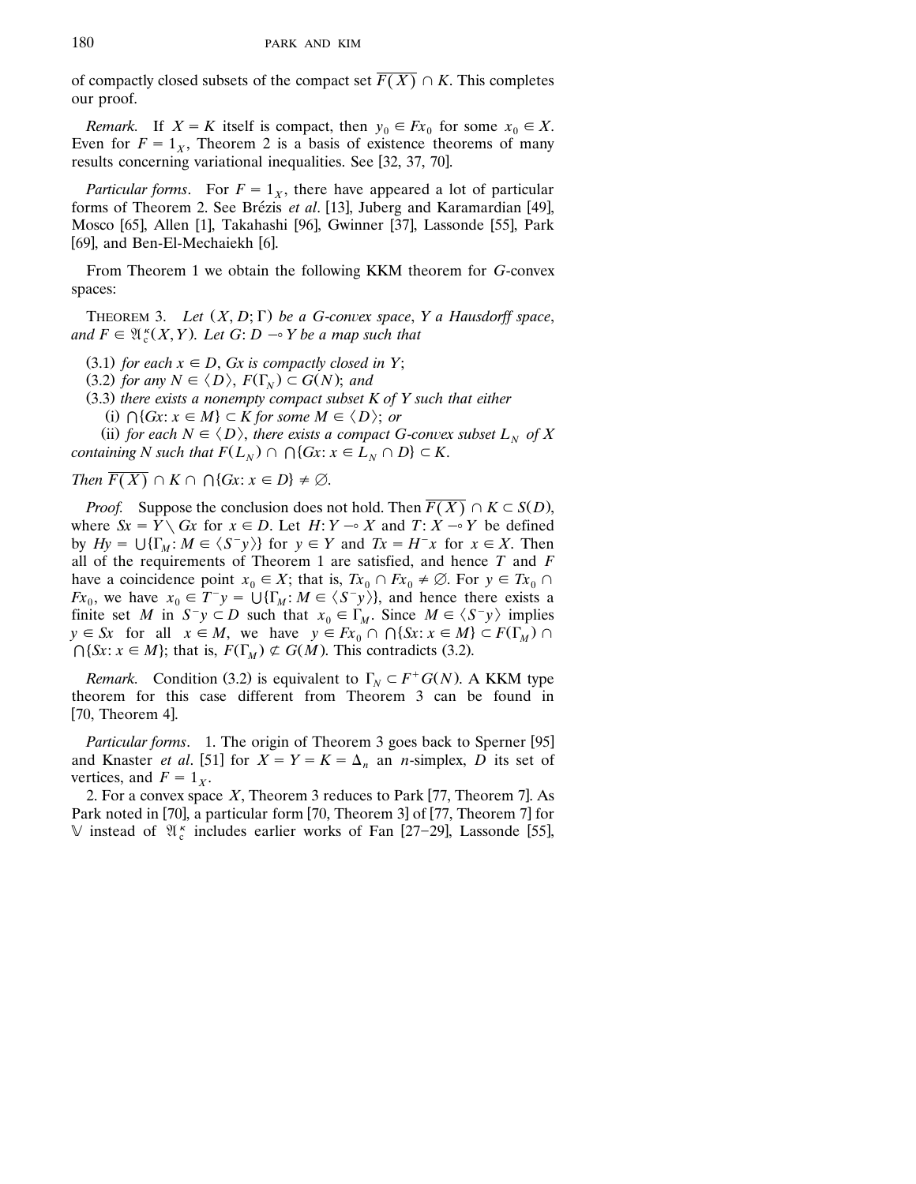of compactly closed subsets of the compact set $\overline{F(X)} \cap K$. This completes our proof.

*Remark.* If $X = K$ itself is compact, then $y_0 \in Fx_0$ for some $x_0 \in X$. Even for $F = 1_X$, Theorem 2 is a basis of existence theorems of many results concerning variational inequalities. See [32, 37, 70].

*Particular forms.* For $F = 1_X$, there have appeared a lot of particular forms of Theorem 2. See Brézis *et al.* [13], Juberg and Karamardian [49], Mosco [65], Allen [1], Takahashi [96], Gwinner [37], Lassonde [55], Park [69], and Ben-El-Mechaiekh [6].

From Theorem 1 we obtain the following KKM theorem for $G$-convex spaces:

THEOREM 3. *Let $(X, D; \Gamma)$ be a $G$-convex space, $Y$ a Hausdorff space, and $F \in \mathfrak{A}_c^\kappa(X, Y)$. Let $G: D \multimap Y$ be a map such that*

(3.1) *for each $x \in D$, $Gx$ is compactly closed in $Y$;*
(3.2) *for any $N \in \langle D \rangle$, $F(\Gamma_N) \subset G(N)$; and*
(3.3) *there exists a nonempty compact subset $K$ of $Y$ such that either*
  (i) *$\bigcap\{Gx: x \in M\} \subset K$ for some $M \in \langle D \rangle$; or*
  (ii) *for each $N \in \langle D \rangle$, there exists a compact $G$-convex subset $L_N$ of $X$ containing $N$ such that $F(L_N) \cap \bigcap\{Gx: x \in L_N \cap D\} \subset K$.*

*Then $\overline{F(X)} \cap K \cap \bigcap\{Gx: x \in D\} \neq \emptyset$.*

*Proof.* Suppose the conclusion does not hold. Then $\overline{F(X)} \cap K \subset S(D)$, where $Sx = Y \setminus Gx$ for $x \in D$. Let $H: Y \multimap X$ and $T: X \multimap Y$ be defined by $Hy = \bigcup\{\Gamma_M: M \in \langle S^- y \rangle\}$ for $y \in Y$ and $Tx = H^- x$ for $x \in X$. Then all of the requirements of Theorem 1 are satisfied, and hence $T$ and $F$ have a coincidence point $x_0 \in X$; that is, $Tx_0 \cap Fx_0 \neq \emptyset$. For $y \in Tx_0 \cap Fx_0$, we have $x_0 \in T^- y = \bigcup\{\Gamma_M: M \in \langle S^- y \rangle\}$, and hence there exists a finite set $M$ in $S^- y \subset D$ such that $x_0 \in \Gamma_M$. Since $M \in \langle S^- y \rangle$ implies $y \in Sx$ for all $x \in M$, we have $y \in Fx_0 \cap \bigcap\{Sx: x \in M\} \subset F(\Gamma_M) \cap \bigcap\{Sx: x \in M\}$; that is, $F(\Gamma_M) \not\subset G(M)$. This contradicts (3.2).

*Remark.* Condition (3.2) is equivalent to $\Gamma_N \subset F^+ G(N)$. A KKM type theorem for this case different from Theorem 3 can be found in [70, Theorem 4].

*Particular forms.* 1. The origin of Theorem 3 goes back to Sperner [95] and Knaster *et al.* [51] for $X = Y = K = \Delta_n$ an $n$-simplex, $D$ its set of vertices, and $F = 1_X$.

2. For a convex space $X$, Theorem 3 reduces to Park [77, Theorem 7]. As Park noted in [70], a particular form [70, Theorem 3] of [77, Theorem 7] for $\mathbb{V}$ instead of $\mathfrak{A}_c^\kappa$ includes earlier works of Fan [27–29], Lassonde [55],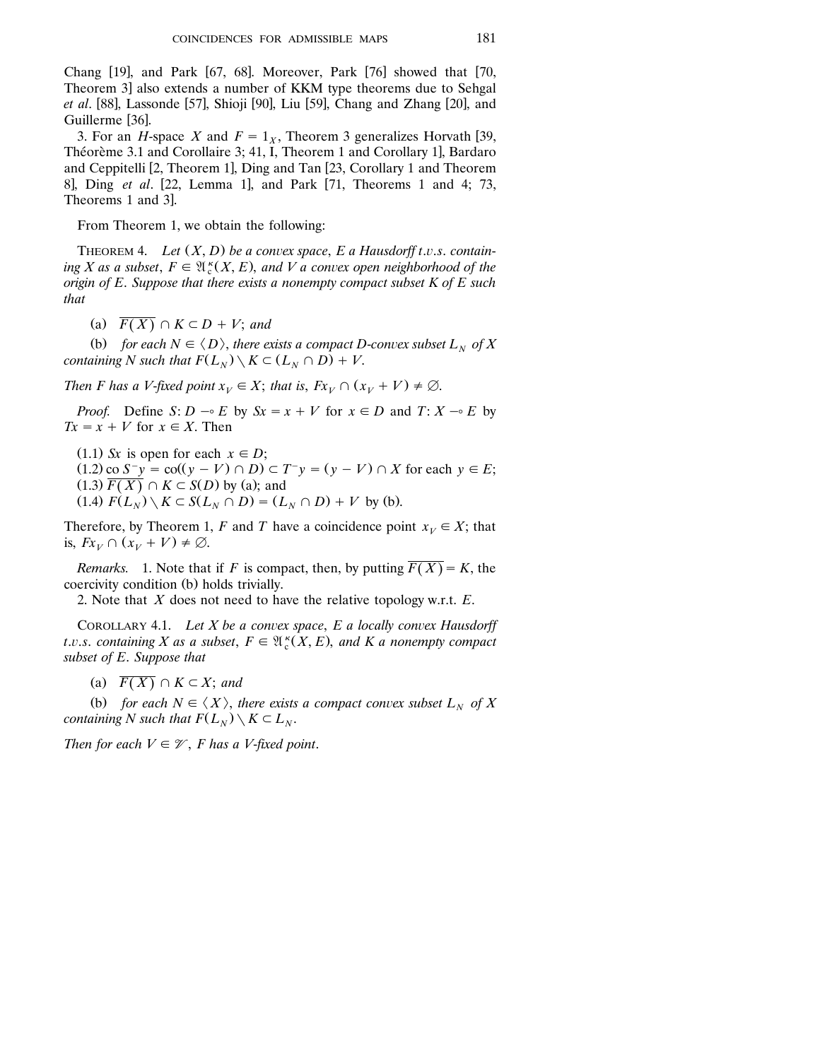Chang [19], and Park [67, 68]. Moreover, Park [76] showed that [70, Theorem 3] also extends a number of KKM type theorems due to Sehgal *et al*. [88], Lassonde [57], Shioji [90], Liu [59], Chang and Zhang [20], and Guillerme [36].

3. For an $H$-space $X$ and $F = 1_X$, Theorem 3 generalizes Horvath [39, Théorème 3.1 and Corollaire 3; 41, I, Theorem 1 and Corollary 1], Bardaro and Ceppitelli [2, Theorem 1], Ding and Tan [23, Corollary 1 and Theorem 8], Ding *et al*. [22, Lemma 1], and Park [71, Theorems 1 and 4; 73, Theorems 1 and 3].

From Theorem 1, we obtain the following:

THEOREM 4. *Let $(X, D)$ be a convex space, $E$ a Hausdorff t.v.s. containing $X$ as a subset, $F \in \mathfrak{A}_c^\kappa(X, E)$, and $V$ a convex open neighborhood of the origin of $E$. Suppose that there exists a nonempty compact subset $K$ of $E$ such that*

(a) $\overline{F(X)} \cap K \subset D + V$; *and*

(b) *for each $N \in \langle D \rangle$, there exists a compact $D$-convex subset $L_N$ of $X$ containing $N$ such that $F(L_N) \setminus K \subset (L_N \cap D) + V$.*

*Then $F$ has a $V$-fixed point $x_V \in X$; that is, $Fx_V \cap (x_V + V) \neq \emptyset$.*

*Proof.* Define $S: D \multimap E$ by $Sx = x + V$ for $x \in D$ and $T: X \multimap E$ by $Tx = x + V$ for $x \in X$. Then

(1.1) $Sx$ is open for each $x \in D$;
(1.2) $\operatorname{co} S^- y = \operatorname{co}((y - V) \cap D) \subset T^- y = (y - V) \cap X$ for each $y \in E$;
(1.3) $\overline{F(X)} \cap K \subset S(D)$ by (a); and
(1.4) $F(L_N) \setminus K \subset S(L_N \cap D) = (L_N \cap D) + V$ by (b).

Therefore, by Theorem 1, $F$ and $T$ have a coincidence point $x_V \in X$; that is, $Fx_V \cap (x_V + V) \neq \emptyset$.

*Remarks.* 1. Note that if $F$ is compact, then, by putting $\overline{F(X)} = K$, the coercivity condition (b) holds trivially.

2. Note that $X$ does not need to have the relative topology w.r.t. $E$.

COROLLARY 4.1. *Let $X$ be a convex space, $E$ a locally convex Hausdorff t.v.s. containing $X$ as a subset, $F \in \mathfrak{A}_c^\kappa(X, E)$, and $K$ a nonempty compact subset of $E$. Suppose that*

(a) $\overline{F(X)} \cap K \subset X$; *and*

(b) *for each $N \in \langle X \rangle$, there exists a compact convex subset $L_N$ of $X$ containing $N$ such that $F(L_N) \setminus K \subset L_N$.*

*Then for each $V \in \mathscr{V}$, $F$ has a $V$-fixed point.*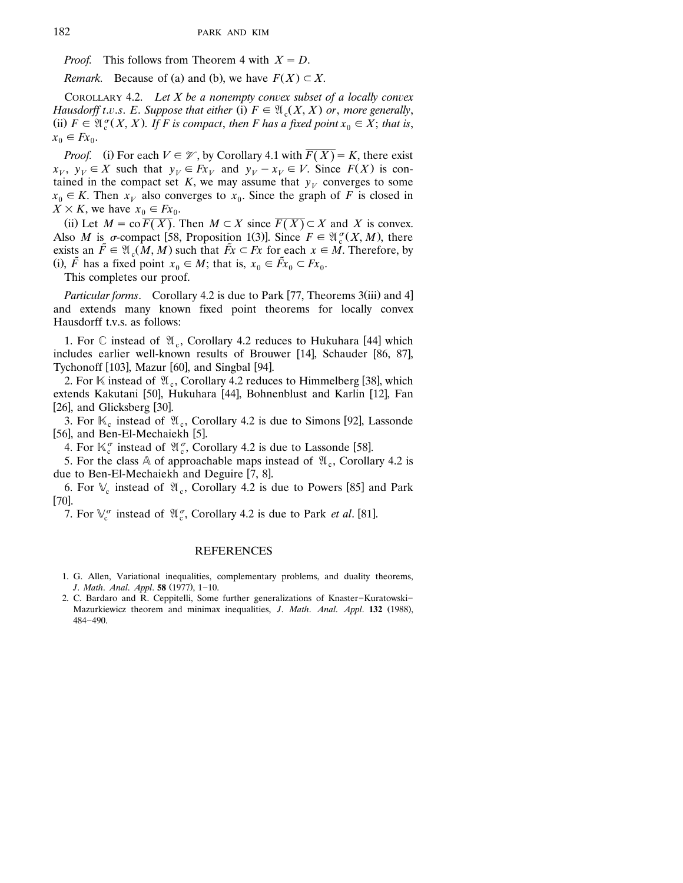*Proof.* This follows from Theorem 4 with $X = D$.

*Remark.* Because of (a) and (b), we have $F(X) \subset X$.

COROLLARY 4.2. *Let $X$ be a nonempty convex subset of a locally convex Hausdorff t.v.s. $E$. Suppose that either* (i) $F \in \mathfrak{A}_c(X, X)$ *or, more generally,* (ii) $F \in \mathfrak{A}_c^\sigma(X, X)$. *If $F$ is compact, then $F$ has a fixed point $x_0 \in X$; that is, $x_0 \in Fx_0$.*

*Proof.* (i) For each $V \in \mathscr{V}$, by Corollary 4.1 with $\overline{F(X)} = K$, there exist $x_V, y_V \in X$ such that $y_V \in Fx_V$ and $y_V - x_V \in V$. Since $F(X)$ is contained in the compact set $K$, we may assume that $y_V$ converges to some $x_0 \in K$. Then $x_V$ also converges to $x_0$. Since the graph of $F$ is closed in $X \times K$, we have $x_0 \in Fx_0$.

(ii) Let $M = \operatorname{co} \overline{F(X)}$. Then $M \subset X$ since $\overline{F(X)} \subset X$ and $X$ is convex. Also $M$ is $\sigma$-compact [58, Proposition 1(3)]. Since $F \in \mathfrak{A}_c^\sigma(X, M)$, there exists an $\tilde{F} \in \mathfrak{A}_c(M, M)$ such that $\tilde{F}x \subset Fx$ for each $x \in M$. Therefore, by (i), $\tilde{F}$ has a fixed point $x_0 \in M$; that is, $x_0 \in \tilde{F}x_0 \subset Fx_0$.

This completes our proof.

*Particular forms.* Corollary 4.2 is due to Park [77, Theorems 3(iii) and 4] and extends many known fixed point theorems for locally convex Hausdorff t.v.s. as follows:

1. For $\mathbb{C}$ instead of $\mathfrak{A}_c$, Corollary 4.2 reduces to Hukuhara [44] which includes earlier well-known results of Brouwer [14], Schauder [86, 87], Tychonoff [103], Mazur [60], and Singbal [94].

2. For $\mathbb{K}$ instead of $\mathfrak{A}_c$, Corollary 4.2 reduces to Himmelberg [38], which extends Kakutani [50], Hukuhara [44], Bohnenblust and Karlin [12], Fan [26], and Glicksberg [30].

3. For $\mathbb{K}_c$ instead of $\mathfrak{A}_c$, Corollary 4.2 is due to Simons [92], Lassonde [56], and Ben-El-Mechaiekh [5].

4. For $\mathbb{K}_c^\sigma$ instead of $\mathfrak{A}_c^\sigma$, Corollary 4.2 is due to Lassonde [58].

5. For the class $\mathbb{A}$ of approachable maps instead of $\mathfrak{A}_c$, Corollary 4.2 is due to Ben-El-Mechaiekh and Deguire [7, 8].

6. For $\mathbb{V}_c$ instead of $\mathfrak{A}_c$, Corollary 4.2 is due to Powers [85] and Park [70].

7. For $\mathbb{V}_c^\sigma$ instead of $\mathfrak{A}_c^\sigma$, Corollary 4.2 is due to Park *et al*. [81].

## REFERENCES

1. G. Allen, Variational inequalities, complementary problems, and duality theorems, *J. Math. Anal. Appl.* **58** (1977), 1–10.
2. C. Bardaro and R. Ceppitelli, Some further generalizations of Knaster–Kuratowski–Mazurkiewicz theorem and minimax inequalities, *J. Math. Anal. Appl.* **132** (1988), 484–490.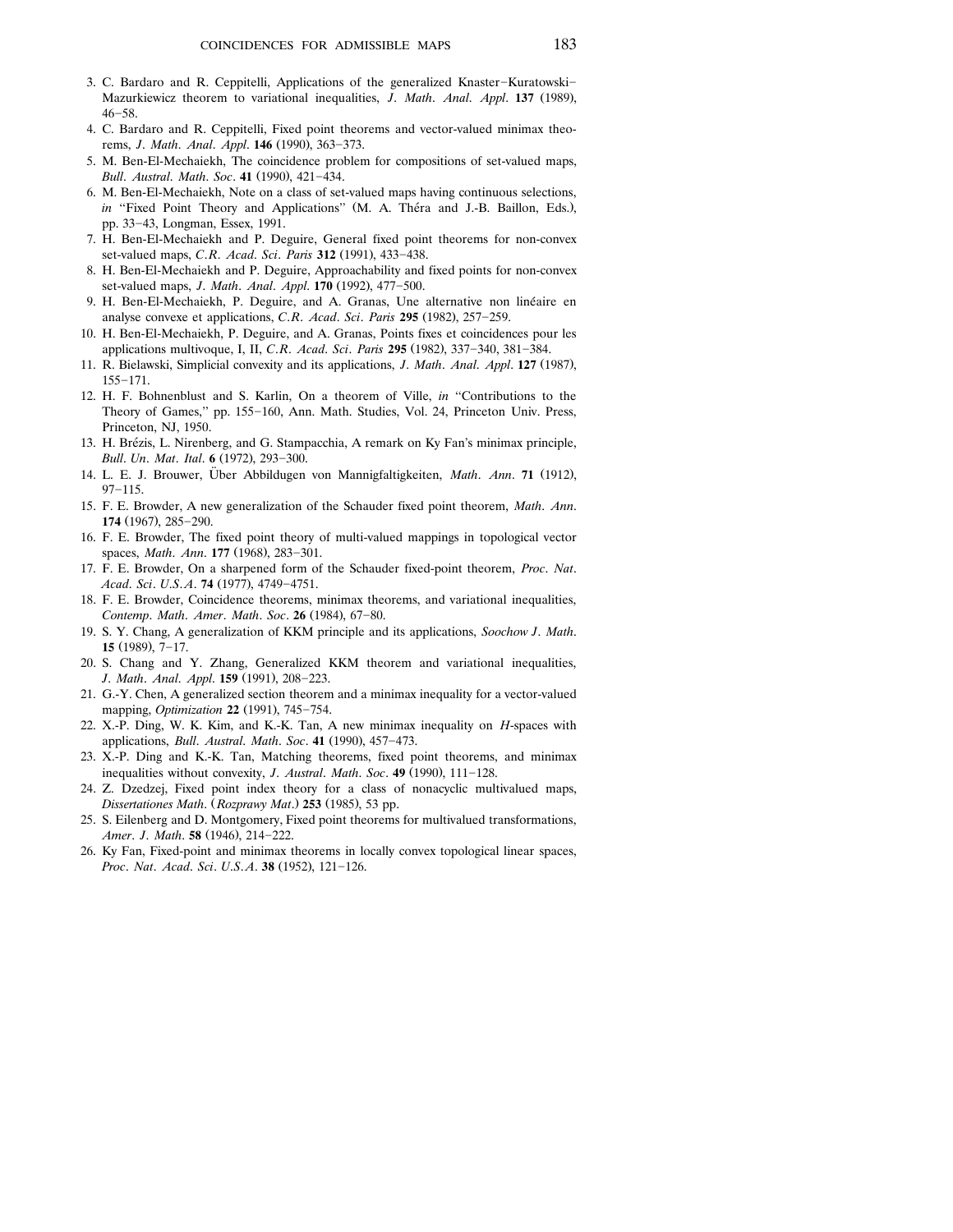3. C. Bardaro and R. Ceppitelli, Applications of the generalized Knaster–Kuratowski–Mazurkiewicz theorem to variational inequalities, *J. Math. Anal. Appl.* **137** (1989), 46–58.
4. C. Bardaro and R. Ceppitelli, Fixed point theorems and vector-valued minimax theorems, *J. Math. Anal. Appl.* **146** (1990), 363–373.
5. M. Ben-El-Mechaiekh, The coincidence problem for compositions of set-valued maps, *Bull. Austral. Math. Soc.* **41** (1990), 421–434.
6. M. Ben-El-Mechaiekh, Note on a class of set-valued maps having continuous selections, *in* "Fixed Point Theory and Applications" (M. A. Théra and J.-B. Baillon, Eds.), pp. 33–43, Longman, Essex, 1991.
7. H. Ben-El-Mechaiekh and P. Deguire, General fixed point theorems for non-convex set-valued maps, *C.R. Acad. Sci. Paris* **312** (1991), 433–438.
8. H. Ben-El-Mechaiekh and P. Deguire, Approachability and fixed points for non-convex set-valued maps, *J. Math. Anal. Appl.* **170** (1992), 477–500.
9. H. Ben-El-Mechaiekh, P. Deguire, and A. Granas, Une alternative non linéaire en analyse convexe et applications, *C.R. Acad. Sci. Paris* **295** (1982), 257–259.
10. H. Ben-El-Mechaiekh, P. Deguire, and A. Granas, Points fixes et coincidences pour les applications multivoque, I, II, *C.R. Acad. Sci. Paris* **295** (1982), 337–340, 381–384.
11. R. Bielawski, Simplicial convexity and its applications, *J. Math. Anal. Appl.* **127** (1987), 155–171.
12. H. F. Bohnenblust and S. Karlin, On a theorem of Ville, *in* "Contributions to the Theory of Games," pp. 155–160, Ann. Math. Studies, Vol. 24, Princeton Univ. Press, Princeton, NJ, 1950.
13. H. Brézis, L. Nirenberg, and G. Stampacchia, A remark on Ky Fan's minimax principle, *Bull. Un. Mat. Ital.* **6** (1972), 293–300.
14. L. E. J. Brouwer, Über Abbildugen von Mannigfaltigkeiten, *Math. Ann.* **71** (1912), 97–115.
15. F. E. Browder, A new generalization of the Schauder fixed point theorem, *Math. Ann.* **174** (1967), 285–290.
16. F. E. Browder, The fixed point theory of multi-valued mappings in topological vector spaces, *Math. Ann.* **177** (1968), 283–301.
17. F. E. Browder, On a sharpened form of the Schauder fixed-point theorem, *Proc. Nat. Acad. Sci. U.S.A.* **74** (1977), 4749–4751.
18. F. E. Browder, Coincidence theorems, minimax theorems, and variational inequalities, *Contemp. Math. Amer. Math. Soc.* **26** (1984), 67–80.
19. S. Y. Chang, A generalization of KKM principle and its applications, *Soochow J. Math.* **15** (1989), 7–17.
20. S. Chang and Y. Zhang, Generalized KKM theorem and variational inequalities, *J. Math. Anal. Appl.* **159** (1991), 208–223.
21. G.-Y. Chen, A generalized section theorem and a minimax inequality for a vector-valued mapping, *Optimization* **22** (1991), 745–754.
22. X.-P. Ding, W. K. Kim, and K.-K. Tan, A new minimax inequality on *H*-spaces with applications, *Bull. Austral. Math. Soc.* **41** (1990), 457–473.
23. X.-P. Ding and K.-K. Tan, Matching theorems, fixed point theorems, and minimax inequalities without convexity, *J. Austral. Math. Soc.* **49** (1990), 111–128.
24. Z. Dzedzej, Fixed point index theory for a class of nonacyclic multivalued maps, *Dissertationes Math.* (*Rozprawy Mat.*) **253** (1985), 53 pp.
25. S. Eilenberg and D. Montgomery, Fixed point theorems for multivalued transformations, *Amer. J. Math.* **58** (1946), 214–222.
26. Ky Fan, Fixed-point and minimax theorems in locally convex topological linear spaces, *Proc. Nat. Acad. Sci. U.S.A.* **38** (1952), 121–126.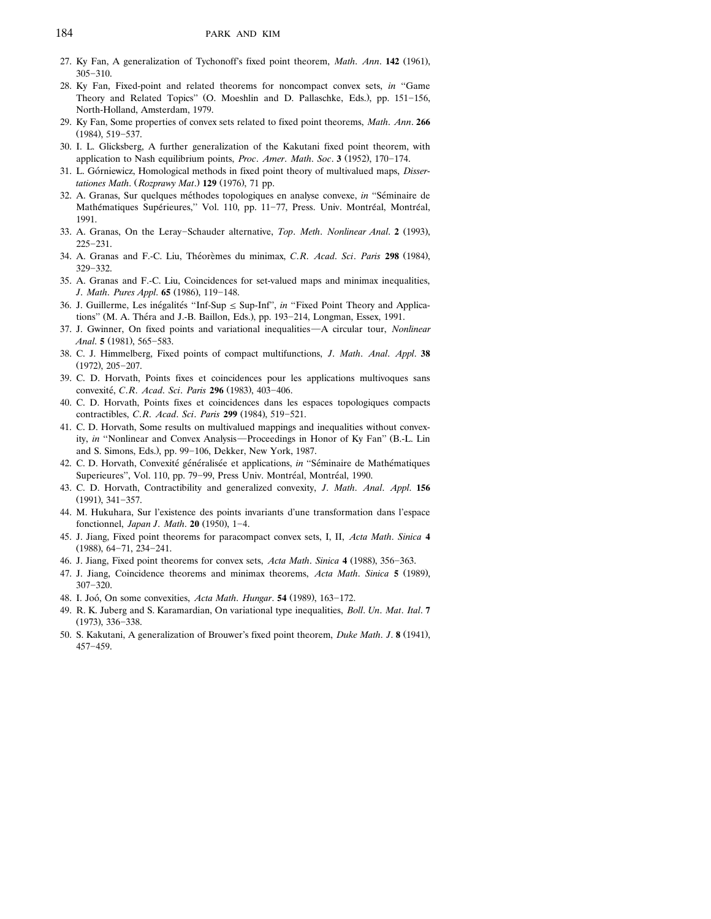27. Ky Fan, A generalization of Tychonoff's fixed point theorem, *Math. Ann.* **142** (1961), 305–310.
28. Ky Fan, Fixed-point and related theorems for noncompact convex sets, *in* "Game Theory and Related Topics" (O. Moeshlin and D. Pallaschke, Eds.), pp. 151–156, North-Holland, Amsterdam, 1979.
29. Ky Fan, Some properties of convex sets related to fixed point theorems, *Math. Ann.* **266** (1984), 519–537.
30. I. L. Glicksberg, A further generalization of the Kakutani fixed point theorem, with application to Nash equilibrium points, *Proc. Amer. Math. Soc.* **3** (1952), 170–174.
31. L. Górniewicz, Homological methods in fixed point theory of multivalued maps, *Dissertationes Math.* (*Rozprawy Mat.*) **129** (1976), 71 pp.
32. A. Granas, Sur quelques méthodes topologiques en analyse convexe, *in* "Séminaire de Mathématiques Supérieures," Vol. 110, pp. 11–77, Press. Univ. Montréal, Montréal, 1991.
33. A. Granas, On the Leray–Schauder alternative, *Top. Meth. Nonlinear Anal.* **2** (1993), 225–231.
34. A. Granas and F.-C. Liu, Théorèmes du minimax, *C.R. Acad. Sci. Paris* **298** (1984), 329–332.
35. A. Granas and F.-C. Liu, Coincidences for set-valued maps and minimax inequalities, *J. Math. Pures Appl.* **65** (1986), 119–148.
36. J. Guillerme, Les inégalités "Inf-Sup $\leq$ Sup-Inf", *in* "Fixed Point Theory and Applications" (M. A. Théra and J.-B. Baillon, Eds.), pp. 193–214, Longman, Essex, 1991.
37. J. Gwinner, On fixed points and variational inequalities—A circular tour, *Nonlinear Anal.* **5** (1981), 565–583.
38. C. J. Himmelberg, Fixed points of compact multifunctions, *J. Math. Anal. Appl.* **38** (1972), 205–207.
39. C. D. Horvath, Points fixes et coincidences pour les applications multivoques sans convexité, *C.R. Acad. Sci. Paris* **296** (1983), 403–406.
40. C. D. Horvath, Points fixes et coincidences dans les espaces topologiques compacts contractibles, *C.R. Acad. Sci. Paris* **299** (1984), 519–521.
41. C. D. Horvath, Some results on multivalued mappings and inequalities without convexity, *in* "Nonlinear and Convex Analysis—Proceedings in Honor of Ky Fan" (B.-L. Lin and S. Simons, Eds.), pp. 99–106, Dekker, New York, 1987.
42. C. D. Horvath, Convexité généralisée et applications, *in* "Séminaire de Mathématiques Superieures", Vol. 110, pp. 79–99, Press Univ. Montréal, Montréal, 1990.
43. C. D. Horvath, Contractibility and generalized convexity, *J. Math. Anal. Appl.* **156** (1991), 341–357.
44. M. Hukuhara, Sur l'existence des points invariants d'une transformation dans l'espace fonctionnel, *Japan J. Math.* **20** (1950), 1–4.
45. J. Jiang, Fixed point theorems for paracompact convex sets, I, II, *Acta Math. Sinica* **4** (1988), 64–71, 234–241.
46. J. Jiang, Fixed point theorems for convex sets, *Acta Math. Sinica* **4** (1988), 356–363.
47. J. Jiang, Coincidence theorems and minimax theorems, *Acta Math. Sinica* **5** (1989), 307–320.
48. I. Joó, On some convexities, *Acta Math. Hungar.* **54** (1989), 163–172.
49. R. K. Juberg and S. Karamardian, On variational type inequalities, *Boll. Un. Mat. Ital.* **7** (1973), 336–338.
50. S. Kakutani, A generalization of Brouwer's fixed point theorem, *Duke Math. J.* **8** (1941), 457–459.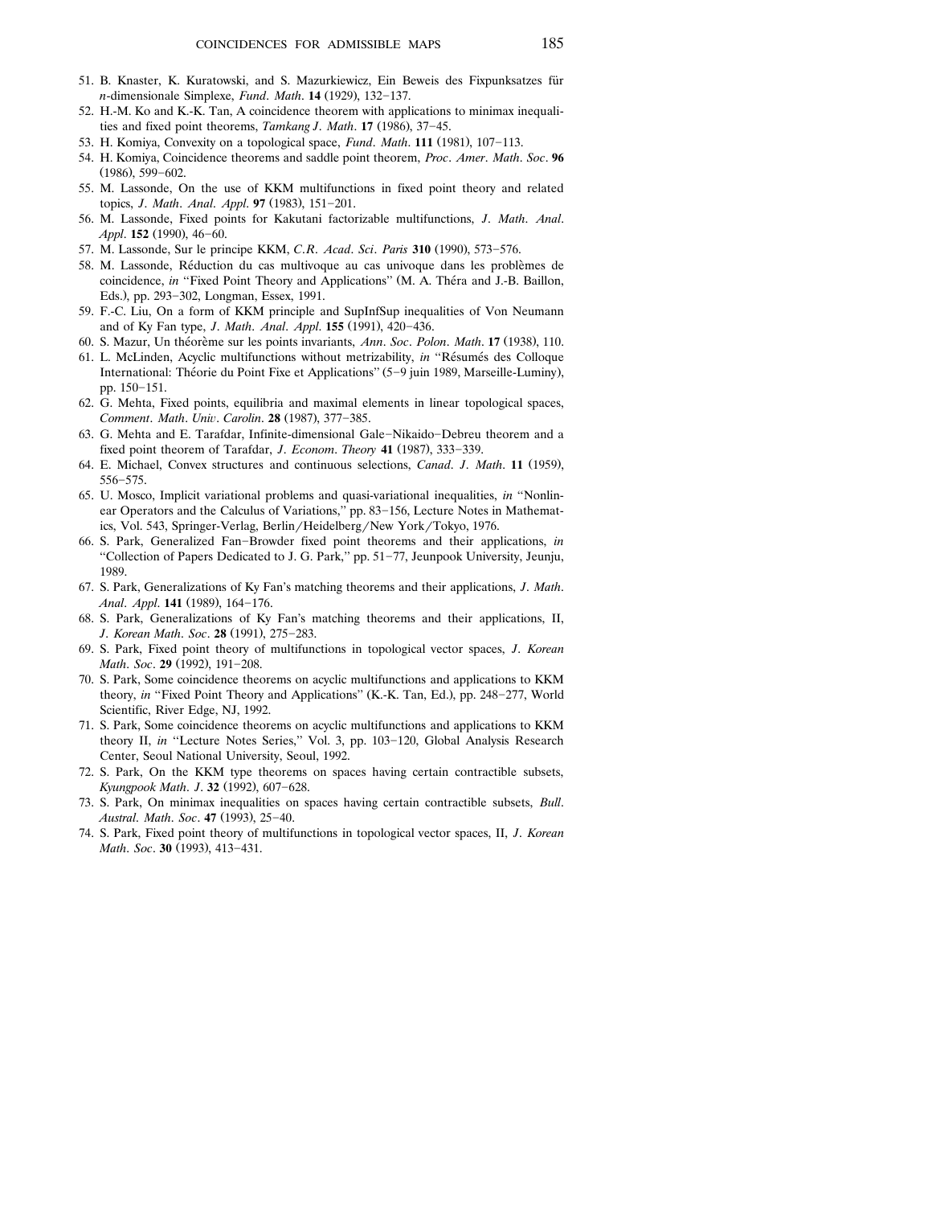51. B. Knaster, K. Kuratowski, and S. Mazurkiewicz, Ein Beweis des Fixpunksatzes für $n$-dimensionale Simplexe, *Fund. Math.* **14** (1929), 132–137.
52. H.-M. Ko and K.-K. Tan, A coincidence theorem with applications to minimax inequalities and fixed point theorems, *Tamkang J. Math.* **17** (1986), 37–45.
53. H. Komiya, Convexity on a topological space, *Fund. Math.* **111** (1981), 107–113.
54. H. Komiya, Coincidence theorems and saddle point theorem, *Proc. Amer. Math. Soc.* **96** (1986), 599–602.
55. M. Lassonde, On the use of KKM multifunctions in fixed point theory and related topics, *J. Math. Anal. Appl.* **97** (1983), 151–201.
56. M. Lassonde, Fixed points for Kakutani factorizable multifunctions, *J. Math. Anal. Appl.* **152** (1990), 46–60.
57. M. Lassonde, Sur le principe KKM, *C.R. Acad. Sci. Paris* **310** (1990), 573–576.
58. M. Lassonde, Réduction du cas multivoque au cas univoque dans les problèmes de coincidence, *in* "Fixed Point Theory and Applications" (M. A. Théra and J.-B. Baillon, Eds.), pp. 293–302, Longman, Essex, 1991.
59. F.-C. Liu, On a form of KKM principle and SupInfSup inequalities of Von Neumann and of Ky Fan type, *J. Math. Anal. Appl.* **155** (1991), 420–436.
60. S. Mazur, Un théorème sur les points invariants, *Ann. Soc. Polon. Math.* **17** (1938), 110.
61. L. McLinden, Acyclic multifunctions without metrizability, *in* "Résumés des Colloque International: Théorie du Point Fixe et Applications" (5–9 juin 1989, Marseille-Luminy), pp. 150–151.
62. G. Mehta, Fixed points, equilibria and maximal elements in linear topological spaces, *Comment. Math. Univ. Carolin.* **28** (1987), 377–385.
63. G. Mehta and E. Tarafdar, Infinite-dimensional Gale–Nikaido–Debreu theorem and a fixed point theorem of Tarafdar, *J. Econom. Theory* **41** (1987), 333–339.
64. E. Michael, Convex structures and continuous selections, *Canad. J. Math.* **11** (1959), 556–575.
65. U. Mosco, Implicit variational problems and quasi-variational inequalities, *in* "Nonlinear Operators and the Calculus of Variations," pp. 83–156, Lecture Notes in Mathematics, Vol. 543, Springer-Verlag, Berlin/Heidelberg/New York/Tokyo, 1976.
66. S. Park, Generalized Fan–Browder fixed point theorems and their applications, *in* "Collection of Papers Dedicated to J. G. Park," pp. 51–77, Jeunpook University, Jeunju, 1989.
67. S. Park, Generalizations of Ky Fan's matching theorems and their applications, *J. Math. Anal. Appl.* **141** (1989), 164–176.
68. S. Park, Generalizations of Ky Fan's matching theorems and their applications, II, *J. Korean Math. Soc.* **28** (1991), 275–283.
69. S. Park, Fixed point theory of multifunctions in topological vector spaces, *J. Korean Math. Soc.* **29** (1992), 191–208.
70. S. Park, Some coincidence theorems on acyclic multifunctions and applications to KKM theory, *in* "Fixed Point Theory and Applications" (K.-K. Tan, Ed.), pp. 248–277, World Scientific, River Edge, NJ, 1992.
71. S. Park, Some coincidence theorems on acyclic multifunctions and applications to KKM theory II, *in* "Lecture Notes Series," Vol. 3, pp. 103–120, Global Analysis Research Center, Seoul National University, Seoul, 1992.
72. S. Park, On the KKM type theorems on spaces having certain contractible subsets, *Kyungpook Math. J.* **32** (1992), 607–628.
73. S. Park, On minimax inequalities on spaces having certain contractible subsets, *Bull. Austral. Math. Soc.* **47** (1993), 25–40.
74. S. Park, Fixed point theory of multifunctions in topological vector spaces, II, *J. Korean Math. Soc.* **30** (1993), 413–431.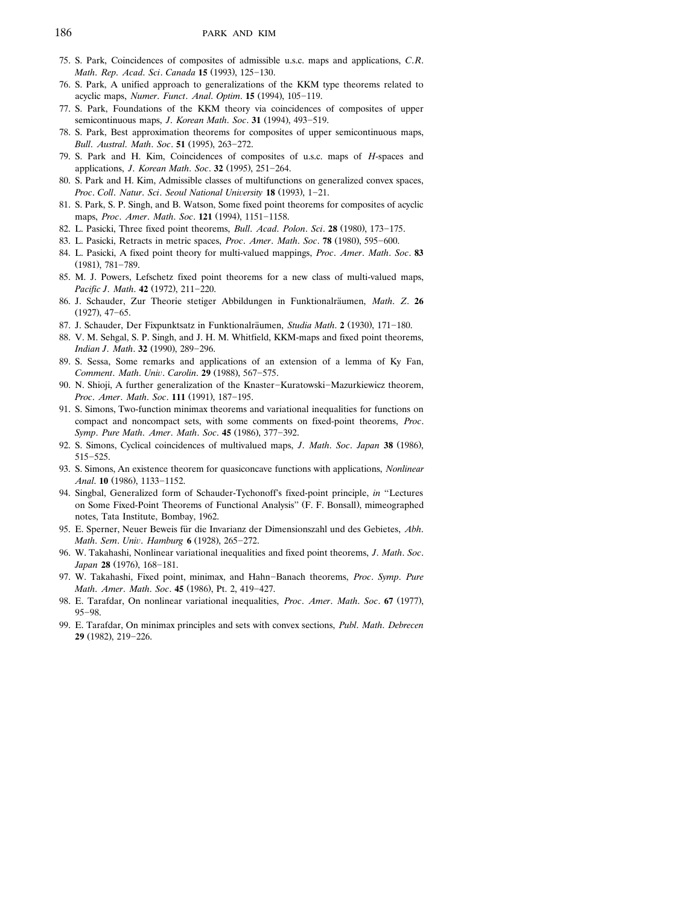75. S. Park, Coincidences of composites of admissible u.s.c. maps and applications, *C.R. Math. Rep. Acad. Sci. Canada* **15** (1993), 125–130.
76. S. Park, A unified approach to generalizations of the KKM type theorems related to acyclic maps, *Numer. Funct. Anal. Optim.* **15** (1994), 105–119.
77. S. Park, Foundations of the KKM theory via coincidences of composites of upper semicontinuous maps, *J. Korean Math. Soc.* **31** (1994), 493–519.
78. S. Park, Best approximation theorems for composites of upper semicontinuous maps, *Bull. Austral. Math. Soc.* **51** (1995), 263–272.
79. S. Park and H. Kim, Coincidences of composites of u.s.c. maps of *H*-spaces and applications, *J. Korean Math. Soc.* **32** (1995), 251–264.
80. S. Park and H. Kim, Admissible classes of multifunctions on generalized convex spaces, *Proc. Coll. Natur. Sci. Seoul National University* **18** (1993), 1–21.
81. S. Park, S. P. Singh, and B. Watson, Some fixed point theorems for composites of acyclic maps, *Proc. Amer. Math. Soc.* **121** (1994), 1151–1158.
82. L. Pasicki, Three fixed point theorems, *Bull. Acad. Polon. Sci.* **28** (1980), 173–175.
83. L. Pasicki, Retracts in metric spaces, *Proc. Amer. Math. Soc.* **78** (1980), 595–600.
84. L. Pasicki, A fixed point theory for multi-valued mappings, *Proc. Amer. Math. Soc.* **83** (1981), 781–789.
85. M. J. Powers, Lefschetz fixed point theorems for a new class of multi-valued maps, *Pacific J. Math.* **42** (1972), 211–220.
86. J. Schauder, Zur Theorie stetiger Abbildungen in Funktionalräumen, *Math. Z.* **26** (1927), 47–65.
87. J. Schauder, Der Fixpunktsatz in Funktionalräumen, *Studia Math.* **2** (1930), 171–180.
88. V. M. Sehgal, S. P. Singh, and J. H. M. Whitfield, KKM-maps and fixed point theorems, *Indian J. Math.* **32** (1990), 289–296.
89. S. Sessa, Some remarks and applications of an extension of a lemma of Ky Fan, *Comment. Math. Univ. Carolin.* **29** (1988), 567–575.
90. N. Shioji, A further generalization of the Knaster–Kuratowski–Mazurkiewicz theorem, *Proc. Amer. Math. Soc.* **111** (1991), 187–195.
91. S. Simons, Two-function minimax theorems and variational inequalities for functions on compact and noncompact sets, with some comments on fixed-point theorems, *Proc. Symp. Pure Math. Amer. Math. Soc.* **45** (1986), 377–392.
92. S. Simons, Cyclical coincidences of multivalued maps, *J. Math. Soc. Japan* **38** (1986), 515–525.
93. S. Simons, An existence theorem for quasiconcave functions with applications, *Nonlinear Anal.* **10** (1986), 1133–1152.
94. Singbal, Generalized form of Schauder-Tychonoff's fixed-point principle, *in* "Lectures on Some Fixed-Point Theorems of Functional Analysis" (F. F. Bonsall), mimeographed notes, Tata Institute, Bombay, 1962.
95. E. Sperner, Neuer Beweis für die Invarianz der Dimensionszahl und des Gebietes, *Abh. Math. Sem. Univ. Hamburg* **6** (1928), 265–272.
96. W. Takahashi, Nonlinear variational inequalities and fixed point theorems, *J. Math. Soc. Japan* **28** (1976), 168–181.
97. W. Takahashi, Fixed point, minimax, and Hahn–Banach theorems, *Proc. Symp. Pure Math. Amer. Math. Soc.* **45** (1986), Pt. 2, 419–427.
98. E. Tarafdar, On nonlinear variational inequalities, *Proc. Amer. Math. Soc.* **67** (1977), 95–98.
99. E. Tarafdar, On minimax principles and sets with convex sections, *Publ. Math. Debrecen* **29** (1982), 219–226.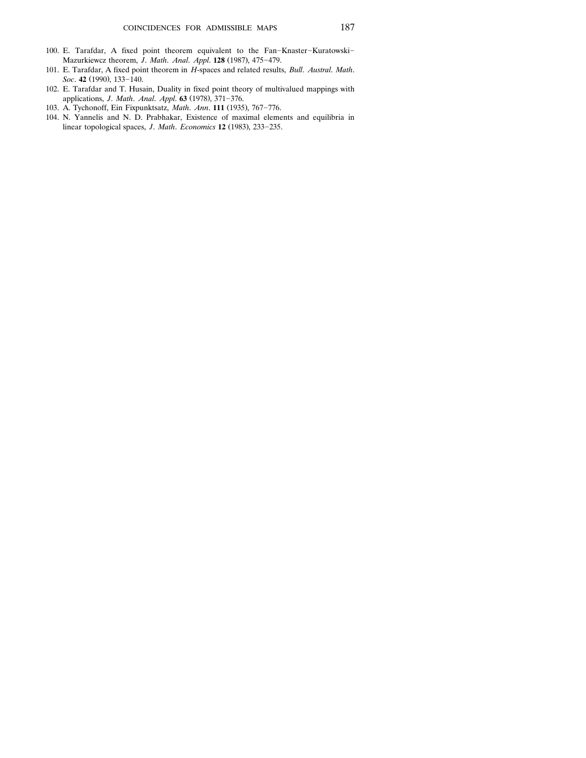100. E. Tarafdar, A fixed point theorem equivalent to the Fan–Knaster–Kuratowski–Mazurkiewcz theorem, *J. Math. Anal. Appl.* **128** (1987), 475–479.
101. E. Tarafdar, A fixed point theorem in *H*-spaces and related results, *Bull. Austral. Math. Soc.* **42** (1990), 133–140.
102. E. Tarafdar and T. Husain, Duality in fixed point theory of multivalued mappings with applications, *J. Math. Anal. Appl.* **63** (1978), 371–376.
103. A. Tychonoff, Ein Fixpunktsatz, *Math. Ann.* **111** (1935), 767–776.
104. N. Yannelis and N. D. Prabhakar, Existence of maximal elements and equilibria in linear topological spaces, *J. Math. Economics* **12** (1983), 233–235.